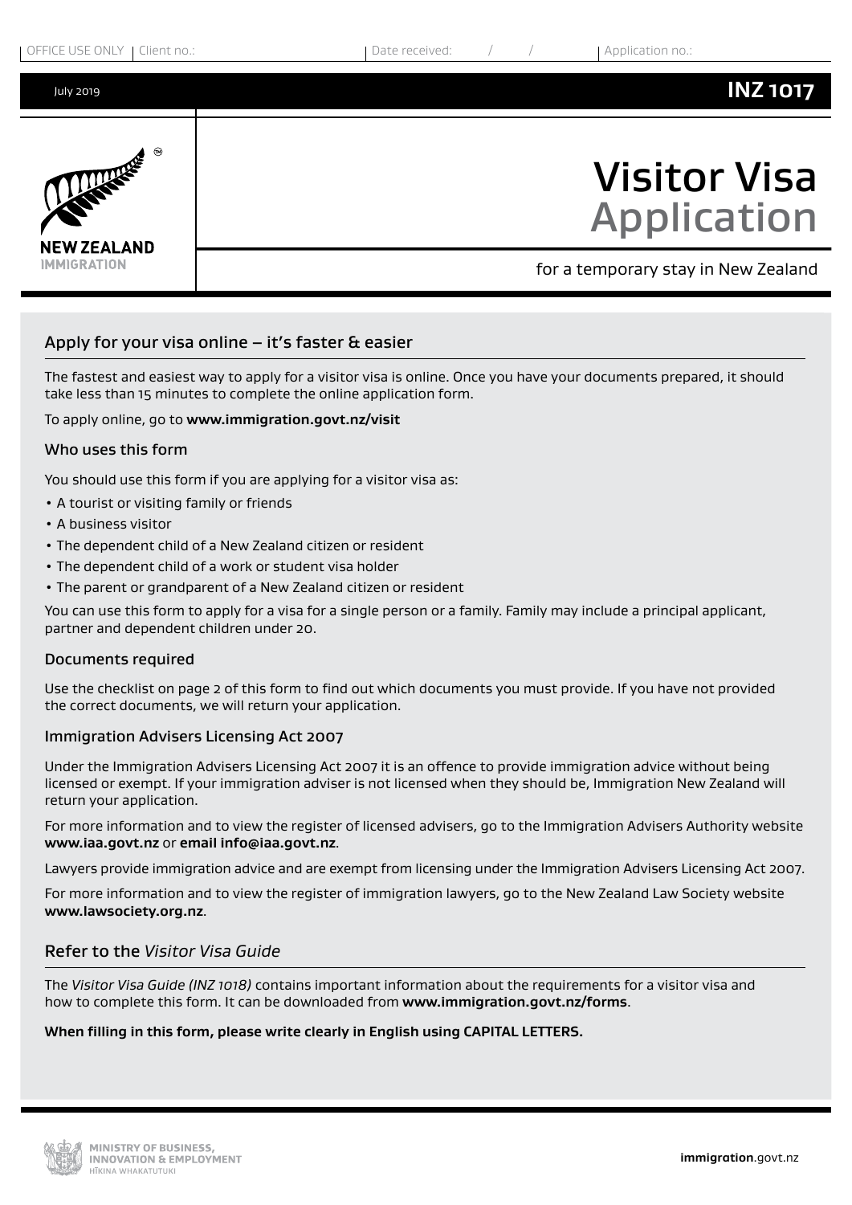OFFICE USE ONLY | Client no.: | Date received: / / | Application no.:

July 2019

**INZ 1017**

NEW ZEALAND IMMIGRATION

# Visitor Visa Application

for a temporary stay in New Zealand

## Apply for your visa online – it's faster & easier

The fastest and easiest way to apply for a visitor visa is online. Once you have your documents prepared, it should take less than 15 minutes to complete the online application form.

To apply online, go to **www.immigration.govt.nz/visit**

### Who uses this form

You should use this form if you are applying for a visitor visa as:

- A tourist or visiting family or friends
- A business visitor
- The dependent child of a New Zealand citizen or resident
- The dependent child of a work or student visa holder
- The parent or grandparent of a New Zealand citizen or resident

You can use this form to apply for a visa for a single person or a family. Family may include a principal applicant, partner and dependent children under 20.

### Documents required

Use the checklist on page 2 of this form to find out which documents you must provide. If you have not provided the correct documents, we will return your application.

### Immigration Advisers Licensing Act 2007

Under the Immigration Advisers Licensing Act 2007 it is an offence to provide immigration advice without being licensed or exempt. If your immigration adviser is not licensed when they should be, Immigration New Zealand will return your application.

For more information and to view the register of licensed advisers, go to the Immigration Advisers Authority website **www.iaa.govt.nz** or **email info@iaa.govt.nz**.

Lawyers provide immigration advice and are exempt from licensing under the Immigration Advisers Licensing Act 2007.

For more information and to view the register of immigration lawyers, go to the New Zealand Law Society website **www.lawsociety.org.nz**.

## Refer to the *Visitor Visa Guide*

The *Visitor Visa Guide (INZ 1018)* contains important information about the requirements for a visitor visa and how to complete this form. It can be downloaded from **www.immigration.govt.nz/forms**.

**When filling in this form, please write clearly in English using CAPITAL LETTERS.**

MINISTRY OF BUSINESS, INNOVATION & EMPLOYMENT
HĪKINA WHAKATUTUKI

**immigration**.govt.nz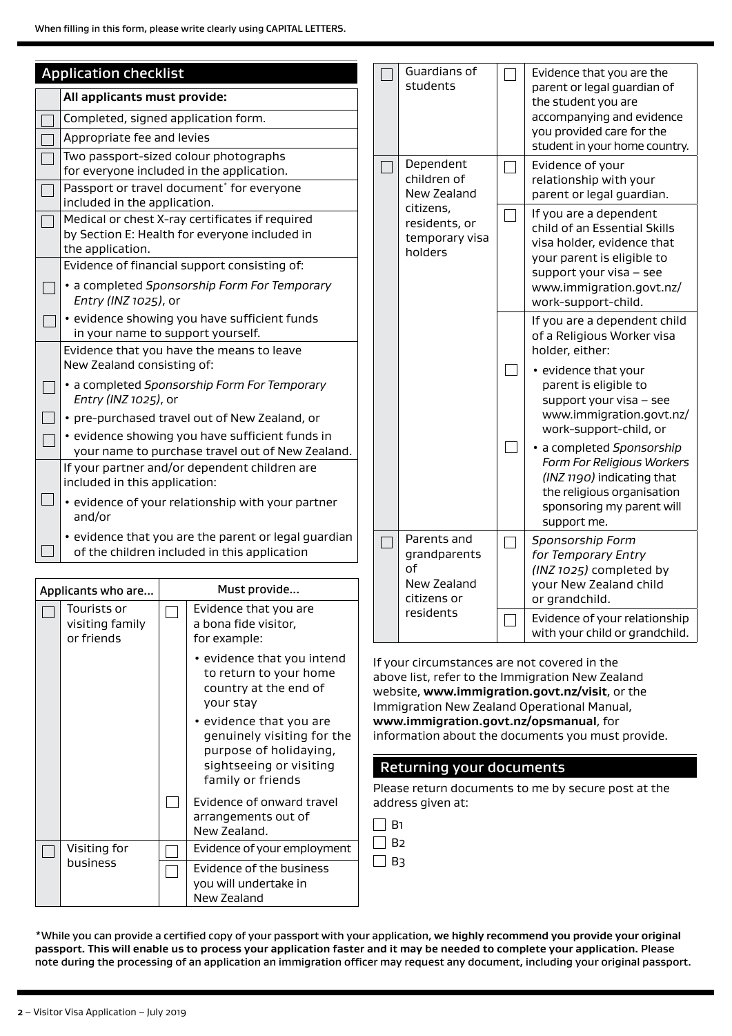When filling in this form, please write clearly using CAPITAL LETTERS.

## Application checklist

| | All applicants must provide: |
|---|---|
| ☐ | Completed, signed application form. |
| ☐ | Appropriate fee and levies |
| ☐ | Two passport-sized colour photographs for everyone included in the application. |
| ☐ | Passport or travel document* for everyone included in the application. |
| ☐ | Medical or chest X-ray certificates if required by Section E: Health for everyone included in the application. |
| | Evidence of financial support consisting of: |
| ☐ | • a completed *Sponsorship Form For Temporary Entry (INZ 1025)*, or |
| ☐ | • evidence showing you have sufficient funds in your name to support yourself. |
| | Evidence that you have the means to leave New Zealand consisting of: |
| ☐ | • a completed *Sponsorship Form For Temporary Entry (INZ 1025)*, or |
| ☐ | • pre-purchased travel out of New Zealand, or |
| ☐ | • evidence showing you have sufficient funds in your name to purchase travel out of New Zealand. |
| | If your partner and/or dependent children are included in this application: |
| ☐ | • evidence of your relationship with your partner and/or |
| ☐ | • evidence that you are the parent or legal guardian of the children included in this application |

| | Applicants who are... | | Must provide... |
|---|---|---|---|
| ☐ | Tourists or visiting family or friends | ☐ | Evidence that you are a bona fide visitor, for example: • evidence that you intend to return to your home country at the end of your stay • evidence that you are genuinely visiting for the purpose of holidaying, sightseeing or visiting family or friends |
| | | ☐ | Evidence of onward travel arrangements out of New Zealand. |
| ☐ | Visiting for business | ☐ | Evidence of your employment |
| | | ☐ | Evidence of the business you will undertake in New Zealand |
| ☐ | Guardians of students | ☐ | Evidence that you are the parent or legal guardian of the student you are accompanying and evidence you provided care for the student in your home country. |
| ☐ | Dependent children of New Zealand citizens, residents, or temporary visa holders | ☐ | Evidence of your relationship with your parent or legal guardian. |
| | | ☐ | If you are a dependent child of an Essential Skills visa holder, evidence that your parent is eligible to support your visa – see www.immigration.govt.nz/work-support-child. |
| | | | If you are a dependent child of a Religious Worker visa holder, either: |
| | | ☐ | • evidence that your parent is eligible to support your visa – see www.immigration.govt.nz/work-support-child, or |
| | | ☐ | • a completed *Sponsorship Form For Religious Workers (INZ 1190)* indicating that the religious organisation sponsoring my parent will support me. |
| ☐ | Parents and grandparents of New Zealand citizens or residents | ☐ | *Sponsorship Form for Temporary Entry (INZ 1025)* completed by your New Zealand child or grandchild. |
| | | ☐ | Evidence of your relationship with your child or grandchild. |

If your circumstances are not covered in the above list, refer to the Immigration New Zealand website, **www.immigration.govt.nz/visit**, or the Immigration New Zealand Operational Manual, **www.immigration.govt.nz/opsmanual**, for information about the documents you must provide.

## Returning your documents

Please return documents to me by secure post at the address given at:

☐ B1

☐ B2

☐ B3

*While you can provide a certified copy of your passport with your application, **we highly recommend you provide your original passport. This will enable us to process your application faster and it may be needed to complete your application.** Please note during the processing of an application an immigration officer may request any document, including your original passport.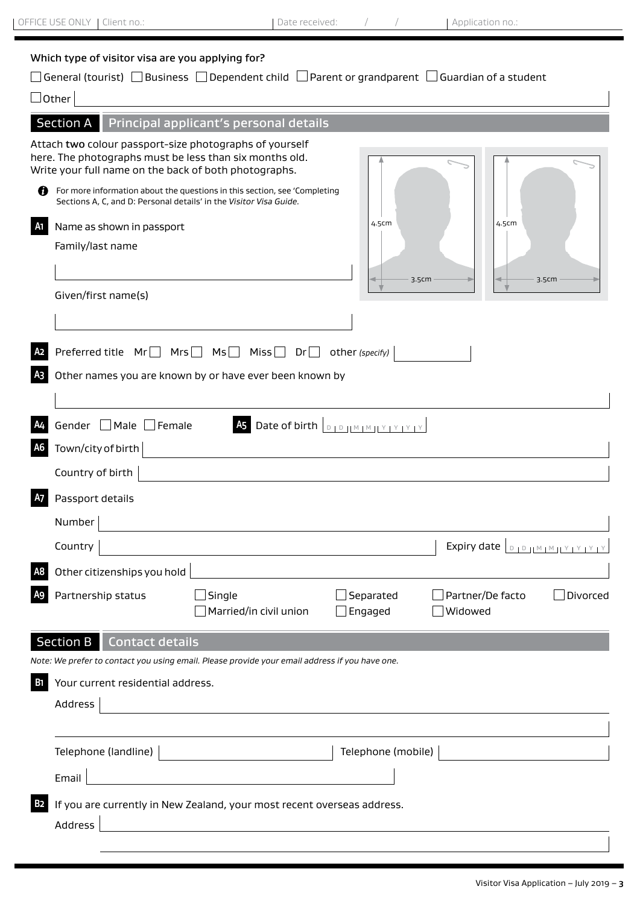OFFICE USE ONLY | Client no.: | Date received: / / | Application no.:

**Which type of visitor visa are you applying for?**

☐ General (tourist) ☐ Business ☐ Dependent child ☐ Parent or grandparent ☐ Guardian of a student

☐ Other

## Section A Principal applicant's personal details

Attach **two** colour passport-size photographs of yourself here. The photographs must be less than six months old. Write your full name on the back of both photographs.

4.5cm × 3.5cm | 4.5cm × 3.5cm

For more information about the questions in this section, see 'Completing Sections A, C, and D: Personal details' in the *Visitor Visa Guide*.

**A1** Name as shown in passport

Family/last name

Given/first name(s)

**A2** Preferred title Mr ☐ Mrs ☐ Ms ☐ Miss ☐ Dr ☐ other *(specify)*

**A3** Other names you are known by or have ever been known by

**A4** Gender ☐ Male ☐ Female

**A5** Date of birth D D M M Y Y Y Y

**A6** Town/city of birth

Country of birth

**A7** Passport details

Number

Country

Expiry date D D M M Y Y Y Y

**A8** Other citizenships you hold

**A9** Partnership status ☐ Single ☐ Married/in civil union ☐ Separated ☐ Engaged ☐ Partner/De facto ☐ Widowed ☐ Divorced

## Section B Contact details

*Note: We prefer to contact you using email. Please provide your email address if you have one.*

**B1** Your current residential address.

Address

Telephone (landline)

Telephone (mobile)

Email

**B2** If you are currently in New Zealand, your most recent overseas address.

Address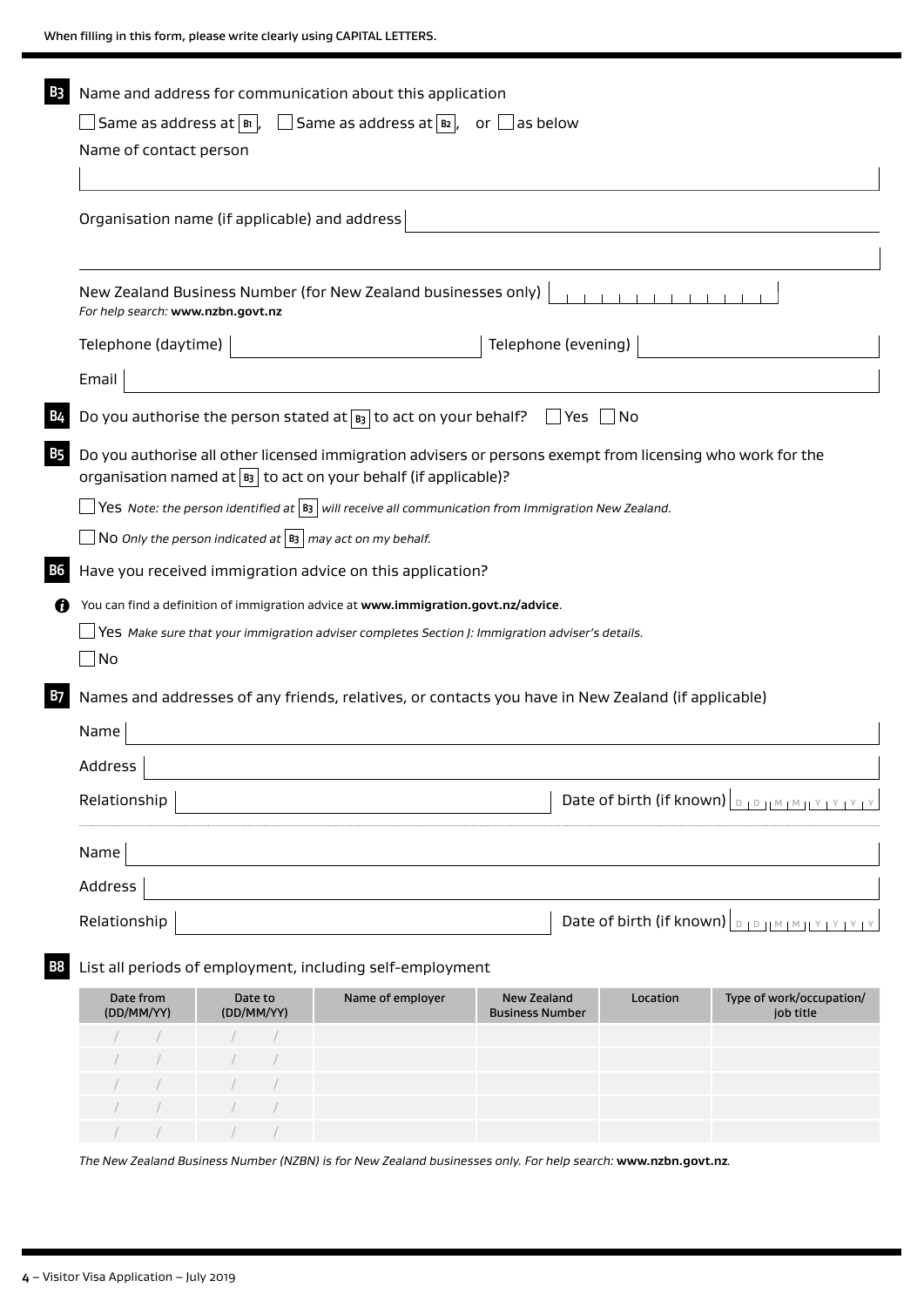When filling in this form, please write clearly using CAPITAL LETTERS.

**B3** Name and address for communication about this application

☐ Same as address at B1, ☐ Same as address at B2, or ☐ as below

Name of contact person

Organisation name (if applicable) and address

New Zealand Business Number (for New Zealand businesses only)
*For help search:* **www.nzbn.govt.nz**

Telephone (daytime) | Telephone (evening)

Email

**B4** Do you authorise the person stated at B3 to act on your behalf? ☐ Yes ☐ No

**B5** Do you authorise all other licensed immigration advisers or persons exempt from licensing who work for the organisation named at B3 to act on your behalf (if applicable)?

☐ Yes *Note: the person identified at B3 will receive all communication from Immigration New Zealand.*

☐ No *Only the person indicated at B3 may act on my behalf.*

**B6** Have you received immigration advice on this application?

You can find a definition of immigration advice at **www.immigration.govt.nz/advice**.

☐ Yes *Make sure that your immigration adviser completes Section J: Immigration adviser's details.*

☐ No

**B7** Names and addresses of any friends, relatives, or contacts you have in New Zealand (if applicable)

Name

Address

Relationship | Date of birth (if known) DD MM YYYY

Name

Address

Relationship | Date of birth (if known) DD MM YYYY

**B8** List all periods of employment, including self-employment

| Date from (DD/MM/YY) | Date to (DD/MM/YY) | Name of employer | New Zealand Business Number | Location | Type of work/occupation/ job title |
|---|---|---|---|---|---|
| / / | / / | | | | |
| / / | / / | | | | |
| / / | / / | | | | |
| / / | / / | | | | |
| / / | / / | | | | |

*The New Zealand Business Number (NZBN) is for New Zealand businesses only. For help search:* **www.nzbn.govt.nz**.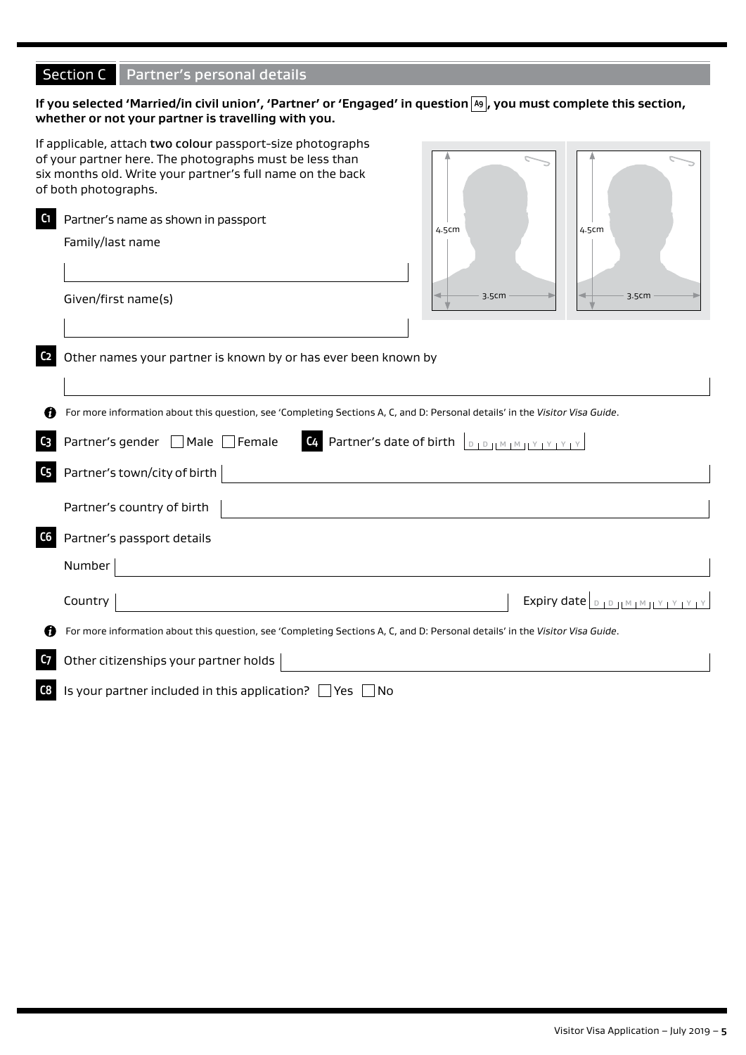## Section C Partner's personal details

**If you selected 'Married/in civil union', 'Partner' or 'Engaged' in question A9, you must complete this section, whether or not your partner is travelling with you.**

If applicable, attach **two colour** passport-size photographs of your partner here. The photographs must be less than six months old. Write your partner's full name on the back of both photographs.

4.5cm × 3.5cm | 4.5cm × 3.5cm

**C1** Partner's name as shown in passport

Family/last name

Given/first name(s)

**C2** Other names your partner is known by or has ever been known by

For more information about this question, see 'Completing Sections A, C, and D: Personal details' in the *Visitor Visa Guide*.

**C3** Partner's gender ☐ Male ☐ Female

**C4** Partner's date of birth D D M M Y Y Y Y

**C5** Partner's town/city of birth

Partner's country of birth

**C6** Partner's passport details

Number

Country

Expiry date D D M M Y Y Y Y

For more information about this question, see 'Completing Sections A, C, and D: Personal details' in the *Visitor Visa Guide*.

**C7** Other citizenships your partner holds

**C8** Is your partner included in this application? ☐ Yes ☐ No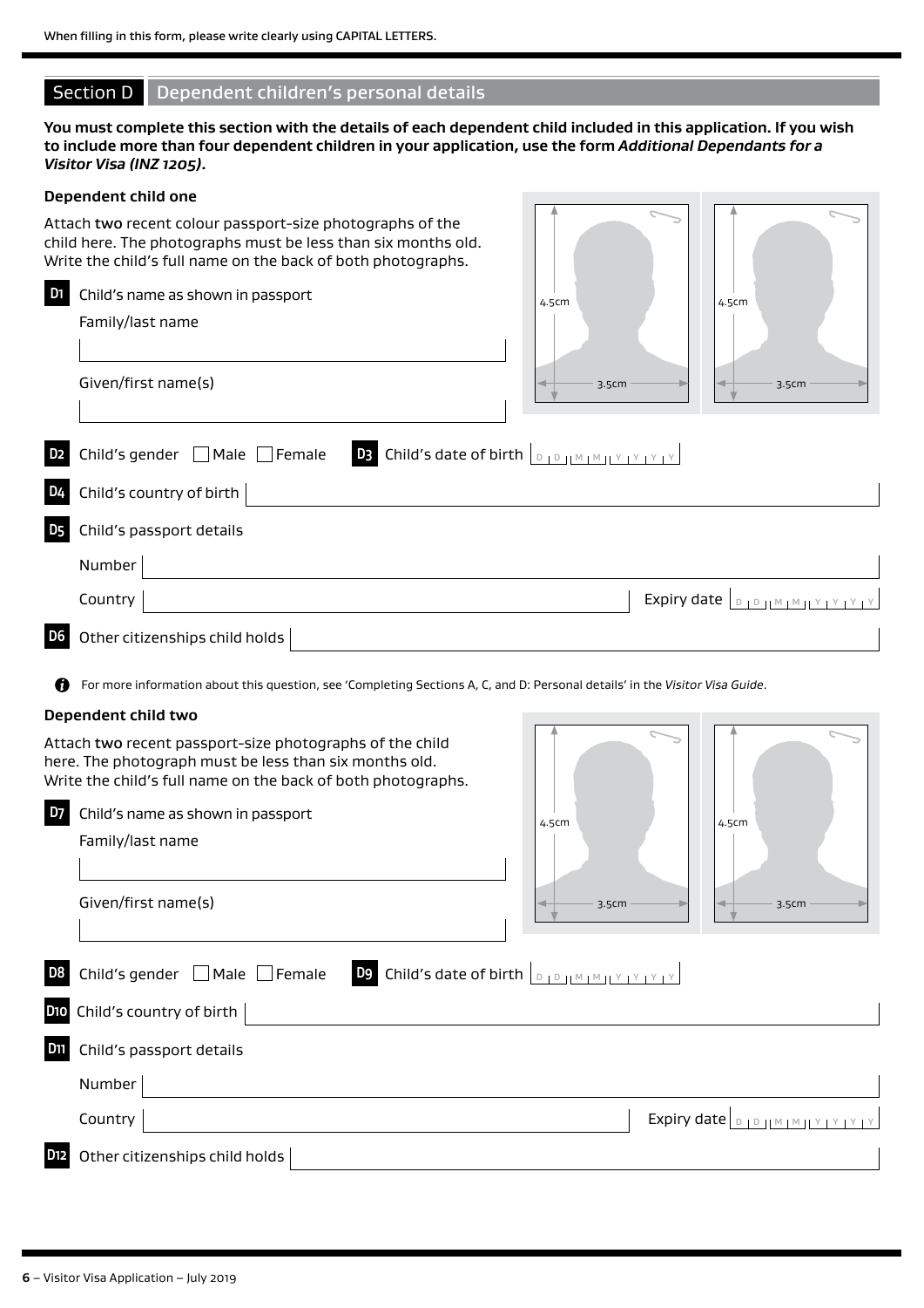When filling in this form, please write clearly using CAPITAL LETTERS.

## Section D Dependent children's personal details

**You must complete this section with the details of each dependent child included in this application. If you wish to include more than four dependent children in your application, use the form *Additional Dependants for a Visitor Visa (INZ 1205)*.**

### Dependent child one

Attach two recent colour passport-size photographs of the child here. The photographs must be less than six months old. Write the child's full name on the back of both photographs.

4.5cm | 3.5cm

4.5cm | 3.5cm

**D1** Child's name as shown in passport

Family/last name

Given/first name(s)

**D2** Child's gender ☐ Male ☐ Female **D3** Child's date of birth D D M M Y Y Y Y

**D4** Child's country of birth

**D5** Child's passport details

Number

Country Expiry date D D M M Y Y Y Y

**D6** Other citizenships child holds

For more information about this question, see 'Completing Sections A, C, and D: Personal details' in the *Visitor Visa Guide*.

### Dependent child two

Attach two recent passport-size photographs of the child here. The photograph must be less than six months old. Write the child's full name on the back of both photographs.

4.5cm | 3.5cm

4.5cm | 3.5cm

**D7** Child's name as shown in passport

Family/last name

Given/first name(s)

**D8** Child's gender ☐ Male ☐ Female **D9** Child's date of birth D D M M Y Y Y Y

**D10** Child's country of birth

**D11** Child's passport details

Number

Country Expiry date D D M M Y Y Y Y

**D12** Other citizenships child holds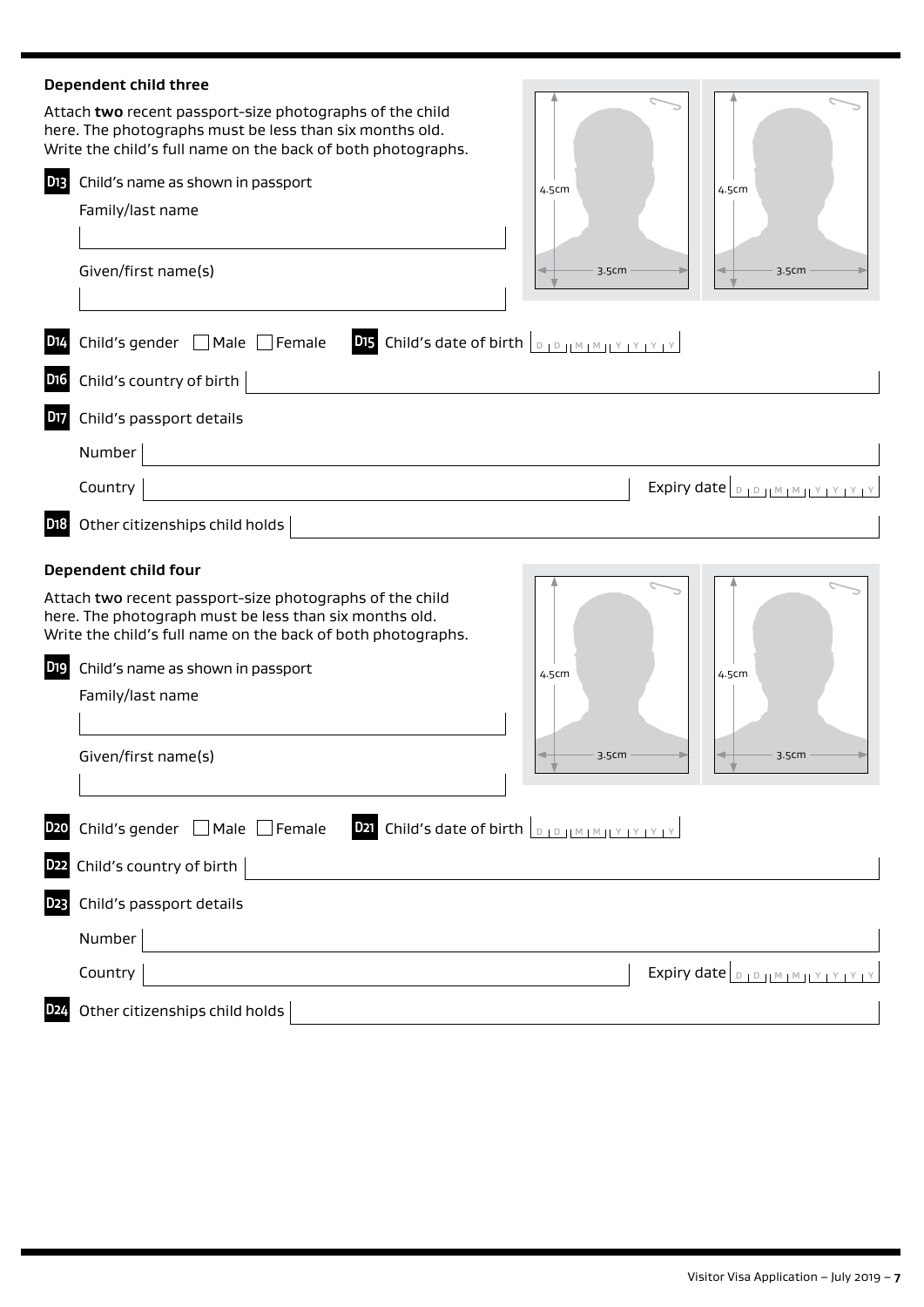### Dependent child three

Attach **two** recent passport-size photographs of the child here. The photographs must be less than six months old. Write the child's full name on the back of both photographs.

4.5cm 3.5cm 4.5cm 3.5cm

**D13** Child's name as shown in passport

Family/last name

Given/first name(s)

**D14** Child's gender ☐ Male ☐ Female

**D15** Child's date of birth D D M M Y Y Y Y

**D16** Child's country of birth

**D17** Child's passport details

Number

Country

Expiry date D D M M Y Y Y Y

**D18** Other citizenships child holds

### Dependent child four

Attach **two** recent passport-size photographs of the child here. The photograph must be less than six months old. Write the child's full name on the back of both photographs.

4.5cm 3.5cm 4.5cm 3.5cm

**D19** Child's name as shown in passport

Family/last name

Given/first name(s)

**D20** Child's gender ☐ Male ☐ Female

**D21** Child's date of birth D D M M Y Y Y Y

**D22** Child's country of birth

**D23** Child's passport details

Number

Country

Expiry date D D M M Y Y Y Y

**D24** Other citizenships child holds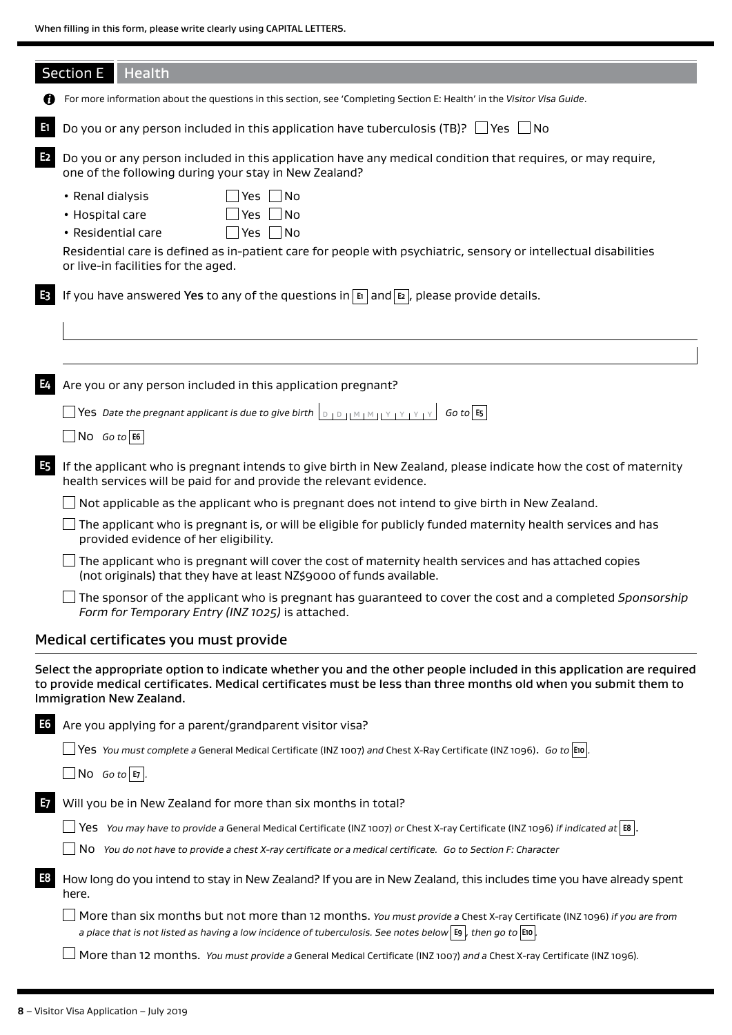When filling in this form, please write clearly using CAPITAL LETTERS.

## Section E Health

For more information about the questions in this section, see 'Completing Section E: Health' in the *Visitor Visa Guide*.

**E1** Do you or any person included in this application have tuberculosis (TB)? ☐ Yes ☐ No

**E2** Do you or any person included in this application have any medical condition that requires, or may require, one of the following during your stay in New Zealand?

- Renal dialysis ☐ Yes ☐ No
- Hospital care ☐ Yes ☐ No
- Residential care ☐ Yes ☐ No

Residential care is defined as in-patient care for people with psychiatric, sensory or intellectual disabilities or live-in facilities for the aged.

**E3** If you have answered **Yes** to any of the questions in **E1** and **E2**, please provide details.

**E4** Are you or any person included in this application pregnant?

☐ Yes *Date the pregnant applicant is due to give birth* D D M M Y Y Y Y *Go to* **E5**

☐ No *Go to* **E6**

**E5** If the applicant who is pregnant intends to give birth in New Zealand, please indicate how the cost of maternity health services will be paid for and provide the relevant evidence.

☐ Not applicable as the applicant who is pregnant does not intend to give birth in New Zealand.

☐ The applicant who is pregnant is, or will be eligible for publicly funded maternity health services and has provided evidence of her eligibility.

☐ The applicant who is pregnant will cover the cost of maternity health services and has attached copies (not originals) that they have at least NZ$9000 of funds available.

☐ The sponsor of the applicant who is pregnant has guaranteed to cover the cost and a completed *Sponsorship Form for Temporary Entry (INZ 1025)* is attached.

### Medical certificates you must provide

**Select the appropriate option to indicate whether you and the other people included in this application are required to provide medical certificates. Medical certificates must be less than three months old when you submit them to Immigration New Zealand.**

**E6** Are you applying for a parent/grandparent visitor visa?

☐ Yes *You must complete a* General Medical Certificate (INZ 1007) *and* Chest X-Ray Certificate (INZ 1096). *Go to* **E10**.

☐ No *Go to* **E7**.

**E7** Will you be in New Zealand for more than six months in total?

☐ Yes *You may have to provide a* General Medical Certificate (INZ 1007) *or* Chest X-ray Certificate (INZ 1096) *if indicated at* **E8**.

☐ No *You do not have to provide a chest X-ray certificate or a medical certificate. Go to Section F: Character*

**E8** How long do you intend to stay in New Zealand? If you are in New Zealand, this includes time you have already spent here.

☐ More than six months but not more than 12 months. *You must provide a* Chest X-ray Certificate (INZ 1096) *if you are from a place that is not listed as having a low incidence of tuberculosis. See notes below* **E9**, *then go to* **E10**.

☐ More than 12 months. *You must provide a* General Medical Certificate (INZ 1007) *and a* Chest X-ray Certificate (INZ 1096).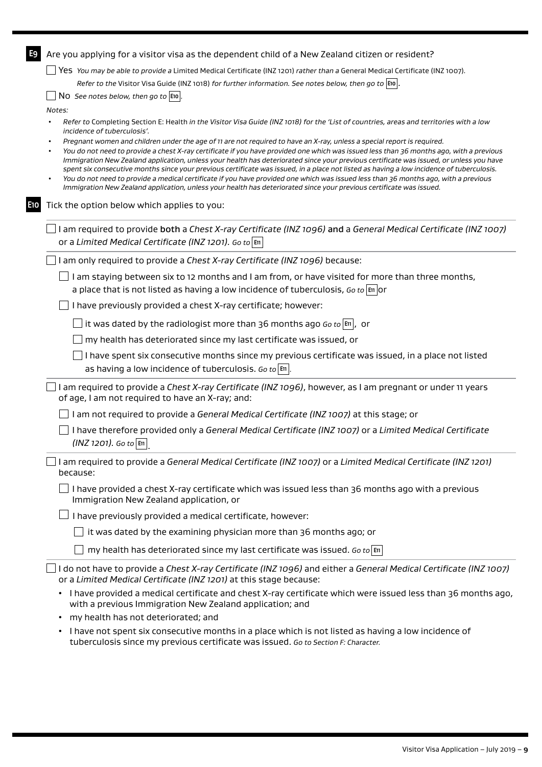**E9** Are you applying for a visitor visa as the dependent child of a New Zealand citizen or resident?

☐ Yes *You may be able to provide a* Limited Medical Certificate (INZ 1201) *rather than a* General Medical Certificate (INZ 1007). *Refer to the* Visitor Visa Guide (INZ 1018) *for further information. See notes below, then go to* **E10**.

☐ No *See notes below, then go to* **E10**.

*Notes:*

- *Refer to* Completing Section E: Health *in the Visitor Visa Guide (INZ 1018) for the 'List of countries, areas and territories with a low incidence of tuberculosis'.*
- *Pregnant women and children under the age of 11 are not required to have an X-ray, unless a special report is required.*
- *You do not need to provide a chest X-ray certificate if you have provided one which was issued less than 36 months ago, with a previous Immigration New Zealand application, unless your health has deteriorated since your previous certificate was issued, or unless you have spent six consecutive months since your previous certificate was issued, in a place not listed as having a low incidence of tuberculosis.*
- *You do not need to provide a medical certificate if you have provided one which was issued less than 36 months ago, with a previous Immigration New Zealand application, unless your health has deteriorated since your previous certificate was issued.*

**E10** Tick the option below which applies to you:

☐ I am required to provide **both** a *Chest X-ray Certificate (INZ 1096)* **and** a *General Medical Certificate (INZ 1007)* or a *Limited Medical Certificate (INZ 1201)*. *Go to* **E11**

☐ I am only required to provide a *Chest X-ray Certificate (INZ 1096)* because:

- ☐ I am staying between six to 12 months and I am from, or have visited for more than three months, a place that is not listed as having a low incidence of tuberculosis, *Go to* **E11** or
- ☐ I have previously provided a chest X-ray certificate; however:
  - ☐ it was dated by the radiologist more than 36 months ago *Go to* **E11**, or
  - ☐ my health has deteriorated since my last certificate was issued, or
  - ☐ I have spent six consecutive months since my previous certificate was issued, in a place not listed as having a low incidence of tuberculosis. *Go to* **E11**.

☐ I am required to provide a *Chest X-ray Certificate (INZ 1096)*, however, as I am pregnant or under 11 years of age, I am not required to have an X-ray; and:

- ☐ I am not required to provide a *General Medical Certificate (INZ 1007)* at this stage; or
- ☐ I have therefore provided only a *General Medical Certificate (INZ 1007)* or a *Limited Medical Certificate (INZ 1201)*. *Go to* **E11**.

☐ I am required to provide a *General Medical Certificate (INZ 1007)* or a *Limited Medical Certificate (INZ 1201)* because:

- ☐ I have provided a chest X-ray certificate which was issued less than 36 months ago with a previous Immigration New Zealand application, or
- ☐ I have previously provided a medical certificate, however:
  - ☐ it was dated by the examining physician more than 36 months ago; or
  - ☐ my health has deteriorated since my last certificate was issued. *Go to* **E11**

☐ I do not have to provide a *Chest X-ray Certificate (INZ 1096)* and either a *General Medical Certificate (INZ 1007)* or a *Limited Medical Certificate (INZ 1201)* at this stage because:

- I have provided a medical certificate and chest X-ray certificate which were issued less than 36 months ago, with a previous Immigration New Zealand application; and
- my health has not deteriorated; and
- I have not spent six consecutive months in a place which is not listed as having a low incidence of tuberculosis since my previous certificate was issued. *Go to Section F: Character.*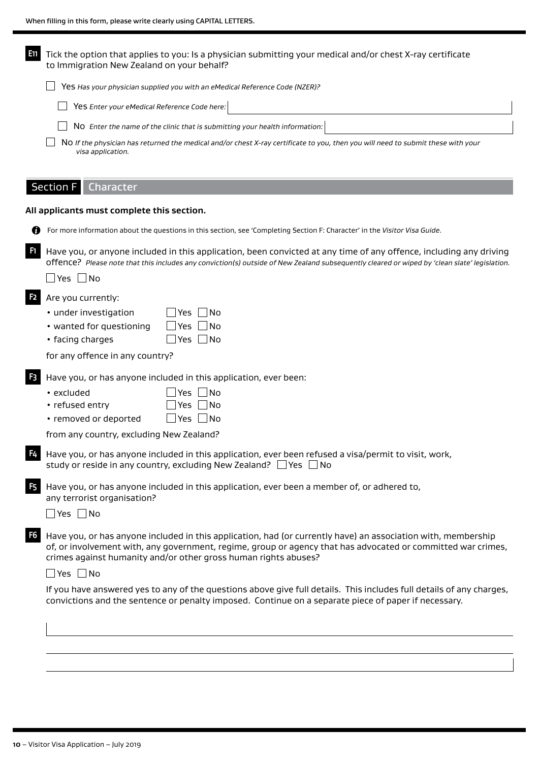When filling in this form, please write clearly using CAPITAL LETTERS.

**E11** Tick the option that applies to you: Is a physician submitting your medical and/or chest X-ray certificate to Immigration New Zealand on your behalf?

☐ Yes *Has your physician supplied you with an eMedical Reference Code (NZER)?*

☐ Yes *Enter your eMedical Reference Code here:* ____________________

☐ No *Enter the name of the clinic that is submitting your health information:* ____________________

☐ No *If the physician has returned the medical and/or chest X-ray certificate to you, then you will need to submit these with your visa application.*

## Section F Character

**All applicants must complete this section.**

For more information about the questions in this section, see 'Completing Section F: Character' in the *Visitor Visa Guide*.

**F1** Have you, or anyone included in this application, been convicted at any time of any offence, including any driving offence? *Please note that this includes any conviction(s) outside of New Zealand subsequently cleared or wiped by 'clean slate' legislation.*

☐ Yes ☐ No

**F2** Are you currently:

- under investigation ☐ Yes ☐ No
- wanted for questioning ☐ Yes ☐ No
- facing charges ☐ Yes ☐ No

for any offence in any country?

**F3** Have you, or has anyone included in this application, ever been:

- excluded ☐ Yes ☐ No
- refused entry ☐ Yes ☐ No
- removed or deported ☐ Yes ☐ No

from any country, excluding New Zealand?

**F4** Have you, or has anyone included in this application, ever been refused a visa/permit to visit, work, study or reside in any country, excluding New Zealand? ☐ Yes ☐ No

**F5** Have you, or has anyone included in this application, ever been a member of, or adhered to, any terrorist organisation?

☐ Yes ☐ No

**F6** Have you, or has anyone included in this application, had (or currently have) an association with, membership of, or involvement with, any government, regime, group or agency that has advocated or committed war crimes, crimes against humanity and/or other gross human rights abuses?

☐ Yes ☐ No

If you have answered yes to any of the questions above give full details. This includes full details of any charges, convictions and the sentence or penalty imposed. Continue on a separate piece of paper if necessary.

____________________

____________________

____________________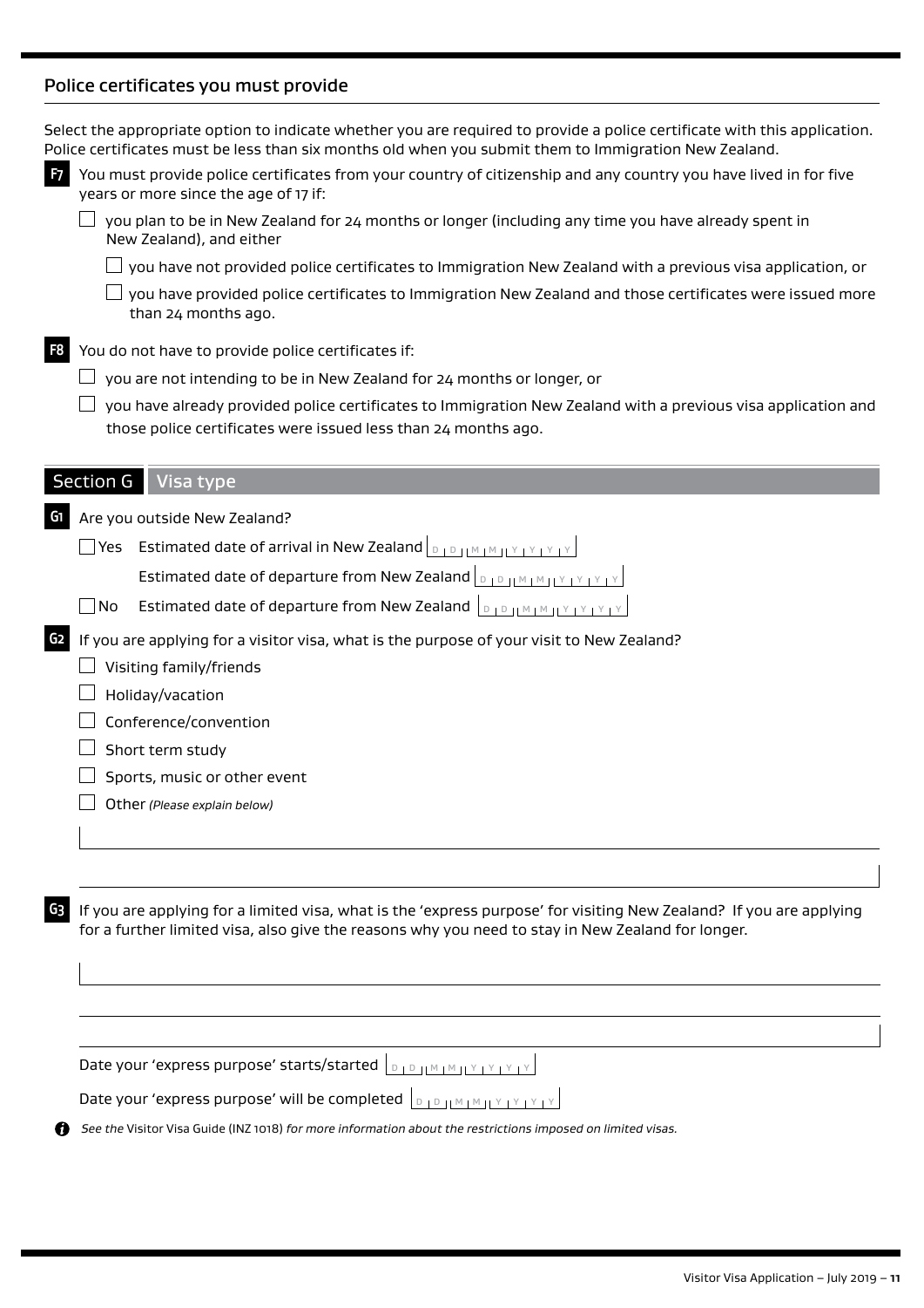## Police certificates you must provide

Select the appropriate option to indicate whether you are required to provide a police certificate with this application. Police certificates must be less than six months old when you submit them to Immigration New Zealand.

**F7** You must provide police certificates from your country of citizenship and any country you have lived in for five years or more since the age of 17 if:

- ☐ you plan to be in New Zealand for 24 months or longer (including any time you have already spent in New Zealand), and either
  - ☐ you have not provided police certificates to Immigration New Zealand with a previous visa application, or
  - ☐ you have provided police certificates to Immigration New Zealand and those certificates were issued more than 24 months ago.

**F8** You do not have to provide police certificates if:

- ☐ you are not intending to be in New Zealand for 24 months or longer, or
- ☐ you have already provided police certificates to Immigration New Zealand with a previous visa application and those police certificates were issued less than 24 months ago.

## Section G Visa type

**G1** Are you outside New Zealand?

- ☐ Yes Estimated date of arrival in New Zealand DD MM YYYY
  
  Estimated date of departure from New Zealand DD MM YYYY
- ☐ No Estimated date of departure from New Zealand DD MM YYYY

**G2** If you are applying for a visitor visa, what is the purpose of your visit to New Zealand?

- ☐ Visiting family/friends
- ☐ Holiday/vacation
- ☐ Conference/convention
- ☐ Short term study
- ☐ Sports, music or other event
- ☐ Other *(Please explain below)*

**G3** If you are applying for a limited visa, what is the 'express purpose' for visiting New Zealand? If you are applying for a further limited visa, also give the reasons why you need to stay in New Zealand for longer.

Date your 'express purpose' starts/started DD MM YYYY

Date your 'express purpose' will be completed DD MM YYYY

*See the* Visitor Visa Guide (INZ 1018) *for more information about the restrictions imposed on limited visas.*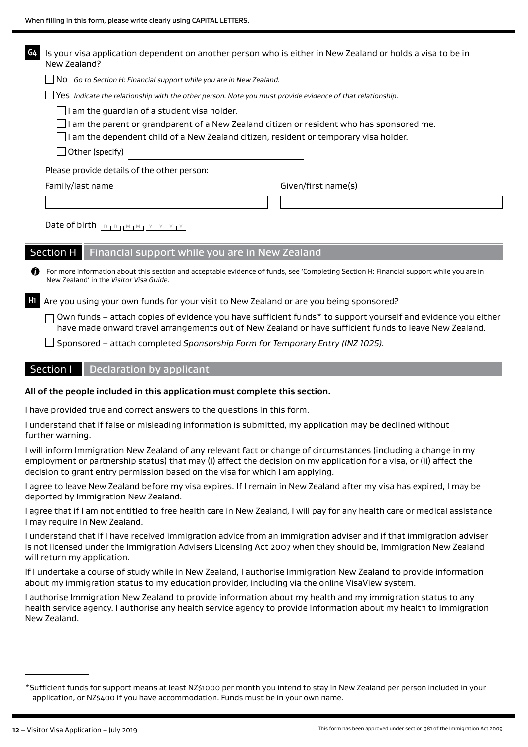When filling in this form, please write clearly using CAPITAL LETTERS.

**G4** Is your visa application dependent on another person who is either in New Zealand or holds a visa to be in New Zealand?

☐ No *Go to Section H: Financial support while you are in New Zealand.*

☐ Yes *Indicate the relationship with the other person. Note you must provide evidence of that relationship.*

☐ I am the guardian of a student visa holder.

☐ I am the parent or grandparent of a New Zealand citizen or resident who has sponsored me.

☐ I am the dependent child of a New Zealand citizen, resident or temporary visa holder.

☐ Other (specify) \_\_\_\_\_\_\_\_\_\_\_\_

Please provide details of the other person:

| Family/last name | Given/first name(s) |
| --- | --- |
| | |

Date of birth D D M M Y Y Y Y

## Section H Financial support while you are in New Zealand

For more information about this section and acceptable evidence of funds, see 'Completing Section H: Financial support while you are in New Zealand' in the *Visitor Visa Guide*.

**H1** Are you using your own funds for your visit to New Zealand or are you being sponsored?

☐ Own funds – attach copies of evidence you have sufficient funds* to support yourself and evidence you either have made onward travel arrangements out of New Zealand or have sufficient funds to leave New Zealand.

☐ Sponsored – attach completed *Sponsorship Form for Temporary Entry (INZ 1025).*

## Section I Declaration by applicant

**All of the people included in this application must complete this section.**

I have provided true and correct answers to the questions in this form.

I understand that if false or misleading information is submitted, my application may be declined without further warning.

I will inform Immigration New Zealand of any relevant fact or change of circumstances (including a change in my employment or partnership status) that may (i) affect the decision on my application for a visa, or (ii) affect the decision to grant entry permission based on the visa for which I am applying.

I agree to leave New Zealand before my visa expires. If I remain in New Zealand after my visa has expired, I may be deported by Immigration New Zealand.

I agree that if I am not entitled to free health care in New Zealand, I will pay for any health care or medical assistance I may require in New Zealand.

I understand that if I have received immigration advice from an immigration adviser and if that immigration adviser is not licensed under the Immigration Advisers Licensing Act 2007 when they should be, Immigration New Zealand will return my application.

If I undertake a course of study while in New Zealand, I authorise Immigration New Zealand to provide information about my immigration status to my education provider, including via the online VisaView system.

I authorise Immigration New Zealand to provide information about my health and my immigration status to any health service agency. I authorise any health service agency to provide information about my health to Immigration New Zealand.

*Sufficient funds for support means at least NZ$1000 per month you intend to stay in New Zealand per person included in your application, or NZ$400 if you have accommodation. Funds must be in your own name.

This form has been approved under section 381 of the Immigration Act 2009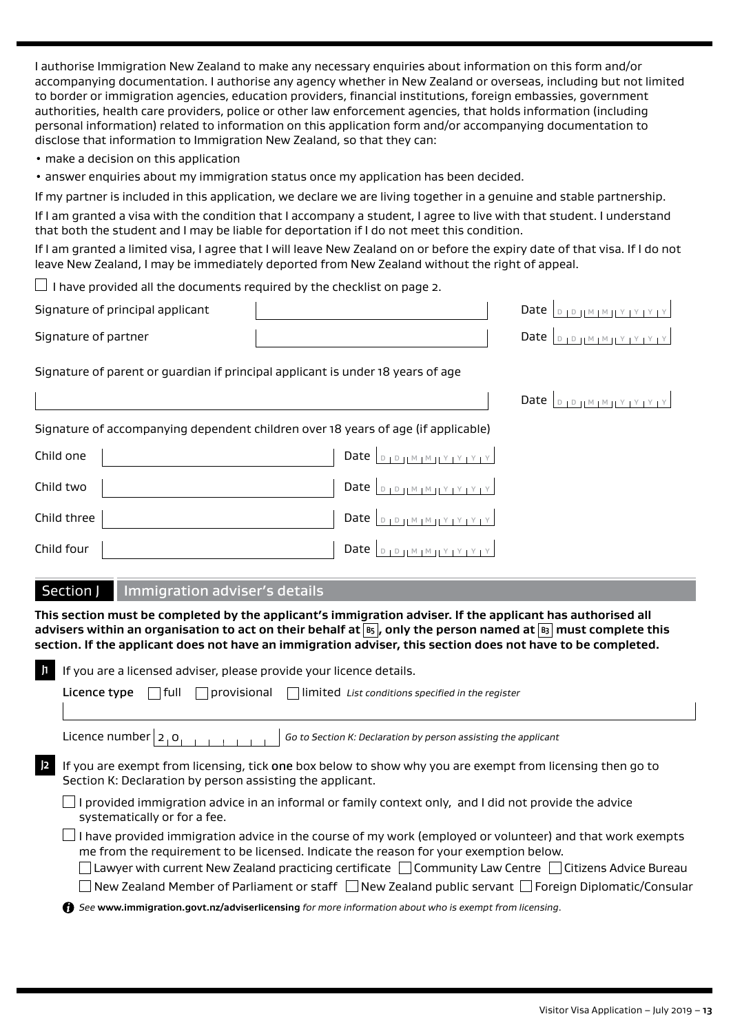I authorise Immigration New Zealand to make any necessary enquiries about information on this form and/or accompanying documentation. I authorise any agency whether in New Zealand or overseas, including but not limited to border or immigration agencies, education providers, financial institutions, foreign embassies, government authorities, health care providers, police or other law enforcement agencies, that holds information (including personal information) related to information on this application form and/or accompanying documentation to disclose that information to Immigration New Zealand, so that they can:

- make a decision on this application
- answer enquiries about my immigration status once my application has been decided.

If my partner is included in this application, we declare we are living together in a genuine and stable partnership.

If I am granted a visa with the condition that I accompany a student, I agree to live with that student. I understand that both the student and I may be liable for deportation if I do not meet this condition.

If I am granted a limited visa, I agree that I will leave New Zealand on or before the expiry date of that visa. If I do not leave New Zealand, I may be immediately deported from New Zealand without the right of appeal.

☐ I have provided all the documents required by the checklist on page 2.

Signature of principal applicant ____________________ Date DD MM YYYY

Signature of partner ____________________ Date DD MM YYYY

Signature of parent or guardian if principal applicant is under 18 years of age

____________________ Date DD MM YYYY

Signature of accompanying dependent children over 18 years of age (if applicable)

Child one ____________________ Date DD MM YYYY

Child two ____________________ Date DD MM YYYY

Child three ____________________ Date DD MM YYYY

Child four ____________________ Date DD MM YYYY

## Section J Immigration adviser's details

**This section must be completed by the applicant's immigration adviser. If the applicant has authorised all advisers within an organisation to act on their behalf at B5, only the person named at B3 must complete this section. If the applicant does not have an immigration adviser, this section does not have to be completed.**

**J1** If you are a licensed adviser, please provide your licence details.

**Licence type** ☐ full ☐ provisional ☐ limited *List conditions specified in the register*

____________________

Licence number 2 0 _ _ _ _ _ _ _ _ *Go to Section K: Declaration by person assisting the applicant*

**J2** If you are exempt from licensing, tick **one** box below to show why you are exempt from licensing then go to Section K: Declaration by person assisting the applicant.

☐ I provided immigration advice in an informal or family context only, and I did not provide the advice systematically or for a fee.

☐ I have provided immigration advice in the course of my work (employed or volunteer) and that work exempts me from the requirement to be licensed. Indicate the reason for your exemption below.

☐ Lawyer with current New Zealand practicing certificate ☐ Community Law Centre ☐ Citizens Advice Bureau

☐ New Zealand Member of Parliament or staff ☐ New Zealand public servant ☐ Foreign Diplomatic/Consular

*See* **www.immigration.govt.nz/adviserlicensing** *for more information about who is exempt from licensing.*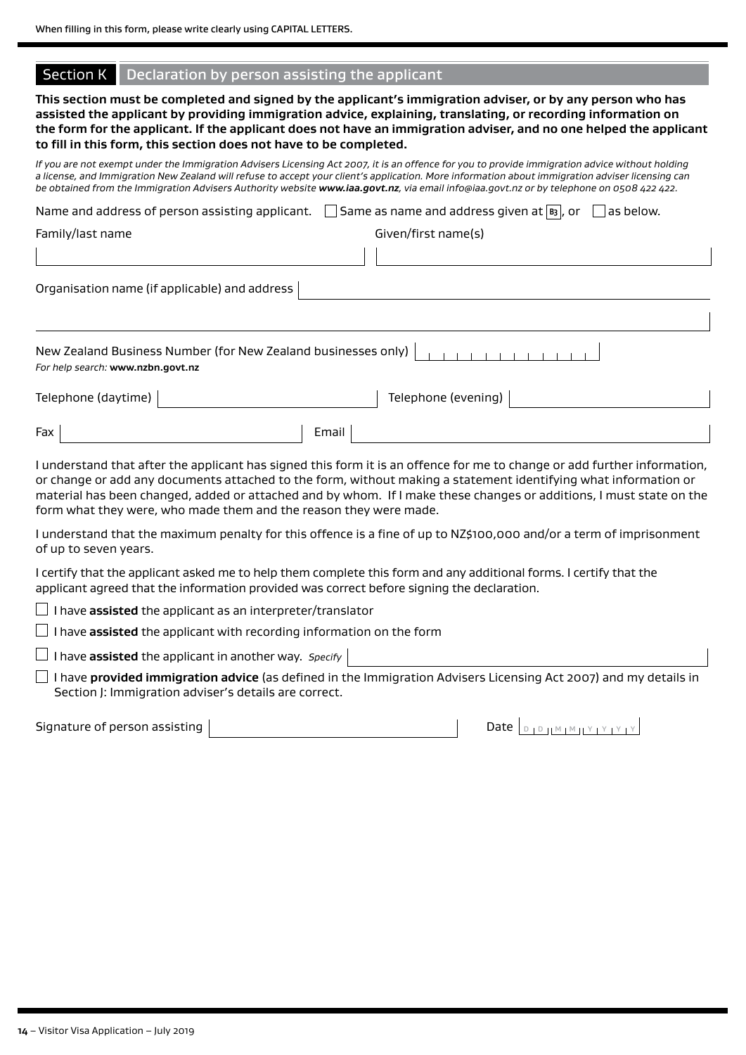When filling in this form, please write clearly using CAPITAL LETTERS.

## Section K Declaration by person assisting the applicant

**This section must be completed and signed by the applicant's immigration adviser, or by any person who has assisted the applicant by providing immigration advice, explaining, translating, or recording information on the form for the applicant. If the applicant does not have an immigration adviser, and no one helped the applicant to fill in this form, this section does not have to be completed.**

*If you are not exempt under the Immigration Advisers Licensing Act 2007, it is an offence for you to provide immigration advice without holding a license, and Immigration New Zealand will refuse to accept your client's application. More information about immigration adviser licensing can be obtained from the Immigration Advisers Authority website **www.iaa.govt.nz**, via email info@iaa.govt.nz or by telephone on 0508 422 422.*

Name and address of person assisting applicant. ☐ Same as name and address given at B3, or ☐ as below.

Family/last name

Given/first name(s)

Organisation name (if applicable) and address

New Zealand Business Number (for New Zealand businesses only)

*For help search:* **www.nzbn.govt.nz**

Telephone (daytime)

Telephone (evening)

Fax

Email

I understand that after the applicant has signed this form it is an offence for me to change or add further information, or change or add any documents attached to the form, without making a statement identifying what information or material has been changed, added or attached and by whom. If I make these changes or additions, I must state on the form what they were, who made them and the reason they were made.

I understand that the maximum penalty for this offence is a fine of up to NZ$100,000 and/or a term of imprisonment of up to seven years.

I certify that the applicant asked me to help them complete this form and any additional forms. I certify that the applicant agreed that the information provided was correct before signing the declaration.

☐ I have **assisted** the applicant as an interpreter/translator

☐ I have **assisted** the applicant with recording information on the form

☐ I have **assisted** the applicant in another way. *Specify*

☐ I have **provided immigration advice** (as defined in the Immigration Advisers Licensing Act 2007) and my details in Section J: Immigration adviser's details are correct.

Signature of person assisting

Date DD MM YYYY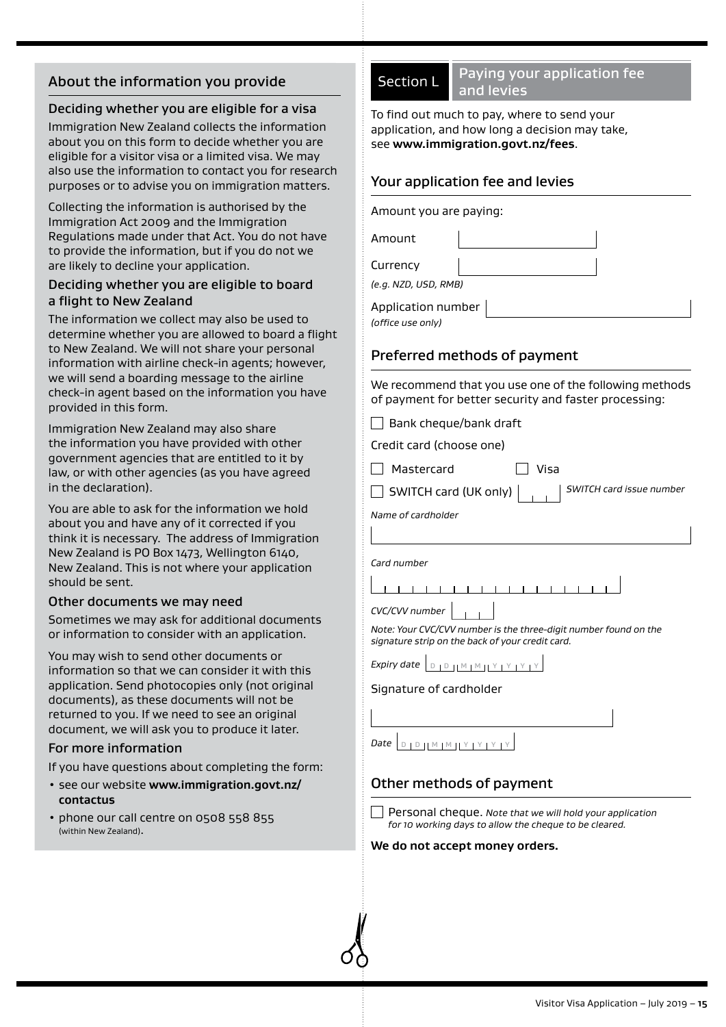## About the information you provide

### Deciding whether you are eligible for a visa

Immigration New Zealand collects the information about you on this form to decide whether you are eligible for a visitor visa or a limited visa. We may also use the information to contact you for research purposes or to advise you on immigration matters.

Collecting the information is authorised by the Immigration Act 2009 and the Immigration Regulations made under that Act. You do not have to provide the information, but if you do not we are likely to decline your application.

### Deciding whether you are eligible to board a flight to New Zealand

The information we collect may also be used to determine whether you are allowed to board a flight to New Zealand. We will not share your personal information with airline check-in agents; however, we will send a boarding message to the airline check-in agent based on the information you have provided in this form.

Immigration New Zealand may also share the information you have provided with other government agencies that are entitled to it by law, or with other agencies (as you have agreed in the declaration).

You are able to ask for the information we hold about you and have any of it corrected if you think it is necessary. The address of Immigration New Zealand is PO Box 1473, Wellington 6140, New Zealand. This is not where your application should be sent.

### Other documents we may need

Sometimes we may ask for additional documents or information to consider with an application.

You may wish to send other documents or information so that we can consider it with this application. Send photocopies only (not original documents), as these documents will not be returned to you. If we need to see an original document, we will ask you to produce it later.

### For more information

If you have questions about completing the form:

- see our website **www.immigration.govt.nz/contactus**
- phone our call centre on 0508 558 855 (within New Zealand).

## Section L Paying your application fee and levies

To find out much to pay, where to send your application, and how long a decision may take, see **www.immigration.govt.nz/fees**.

### Your application fee and levies

Amount you are paying:

Amount

Currency
*(e.g. NZD, USD, RMB)*

Application number
*(office use only)*

### Preferred methods of payment

We recommend that you use one of the following methods of payment for better security and faster processing:

☐ Bank cheque/bank draft

Credit card (choose one)

☐ Mastercard ☐ Visa

☐ SWITCH card (UK only) *SWITCH card issue number*

*Name of cardholder*

*Card number*

*CVC/CVV number*

*Note: Your CVC/CVV number is the three-digit number found on the signature strip on the back of your credit card.*

*Expiry date* D D M M Y Y Y Y

Signature of cardholder

*Date* D D M M Y Y Y Y

### Other methods of payment

☐ Personal cheque. *Note that we will hold your application for 10 working days to allow the cheque to be cleared.*

**We do not accept money orders.**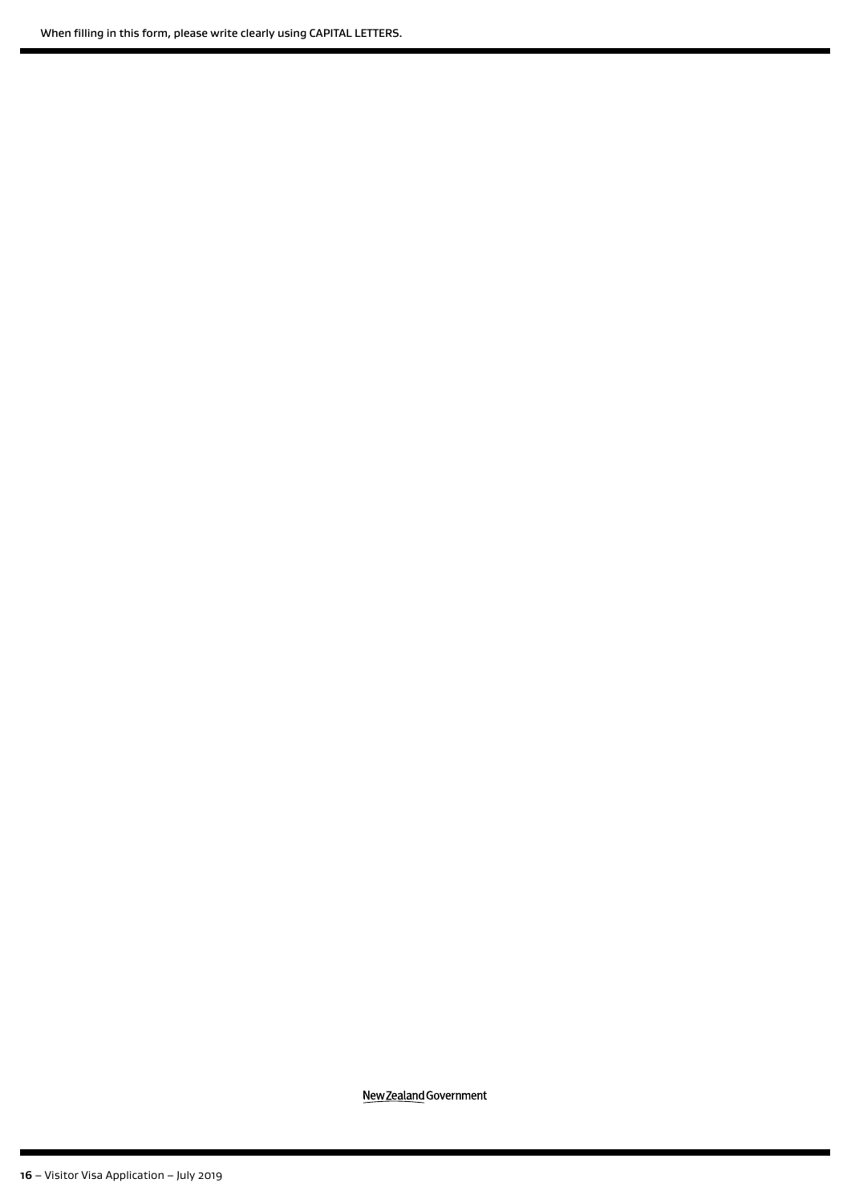New Zealand Government